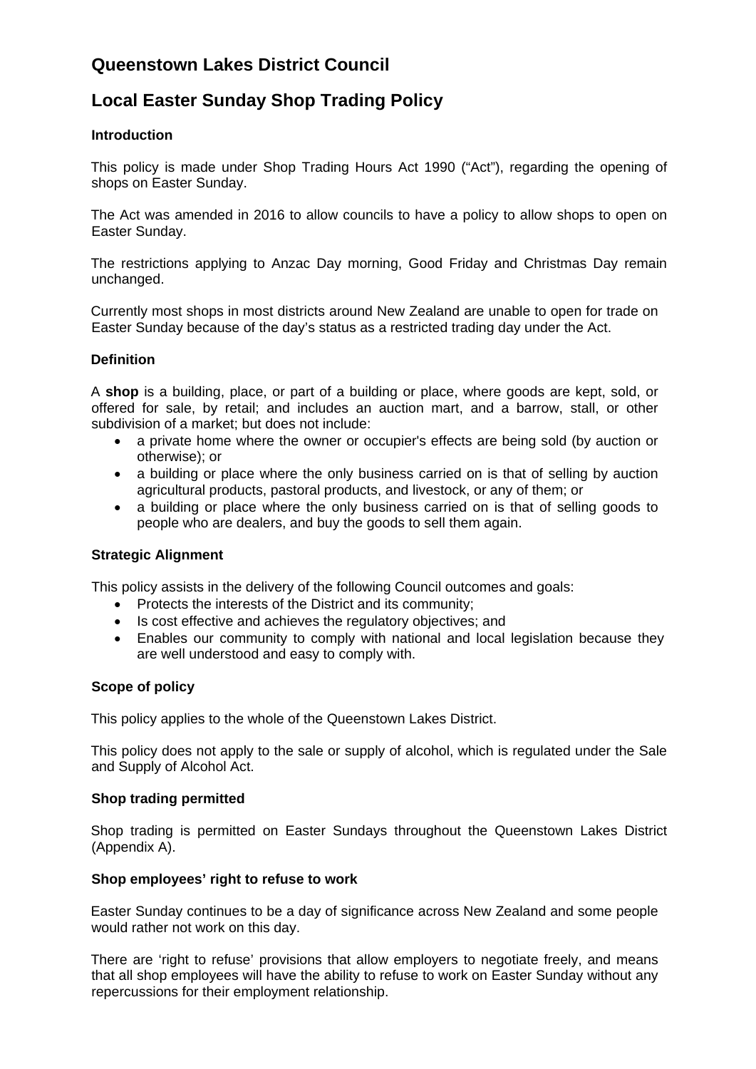# Queenstown Lakes District Council

# Local Easter Sunday Shop Trading Policy

### Introduction

This policy is made under Shop Trading Hours Act 1990 ("Act"), regarding the opening of shops on Easter Sunday.

The Act was amended in 2016 to allow councils to have a policy to allow shops to open on Easter Sunday.

The restrictions applying to Anzac Day morning, Good Friday and Christmas Day remain unchanged.

Currently most shops in most districts around New Zealand are unable to open for trade on Easter Sunday because of the day's status as a restricted trading day under the Act.

### Definition

A **shop** is a building, place, or part of a building or place, where goods are kept, sold, or offered for sale, by retail; and includes an auction mart, and a barrow, stall, or other subdivision of a market; but does not include:

- a private home where the owner or occupier's effects are being sold (by auction or otherwise); or
- a building or place where the only business carried on is that of selling by auction agricultural products, pastoral products, and livestock, or any of them; or
- a building or place where the only business carried on is that of selling goods to people who are dealers, and buy the goods to sell them again.

### Strategic Alignment

This policy assists in the delivery of the following Council outcomes and goals:

- Protects the interests of the District and its community;
- Is cost effective and achieves the regulatory objectives; and
- Enables our community to comply with national and local legislation because they are well understood and easy to comply with.

### Scope of policy

This policy applies to the whole of the Queenstown Lakes District.

This policy does not apply to the sale or supply of alcohol, which is regulated under the Sale and Supply of Alcohol Act.

### Shop trading permitted

Shop trading is permitted on Easter Sundays throughout the Queenstown Lakes District (Appendix A).

### Shop employees' right to refuse to work

Easter Sunday continues to be a day of significance across New Zealand and some people would rather not work on this day.

There are 'right to refuse' provisions that allow employers to negotiate freely, and means that all shop employees will have the ability to refuse to work on Easter Sunday without any repercussions for their employment relationship.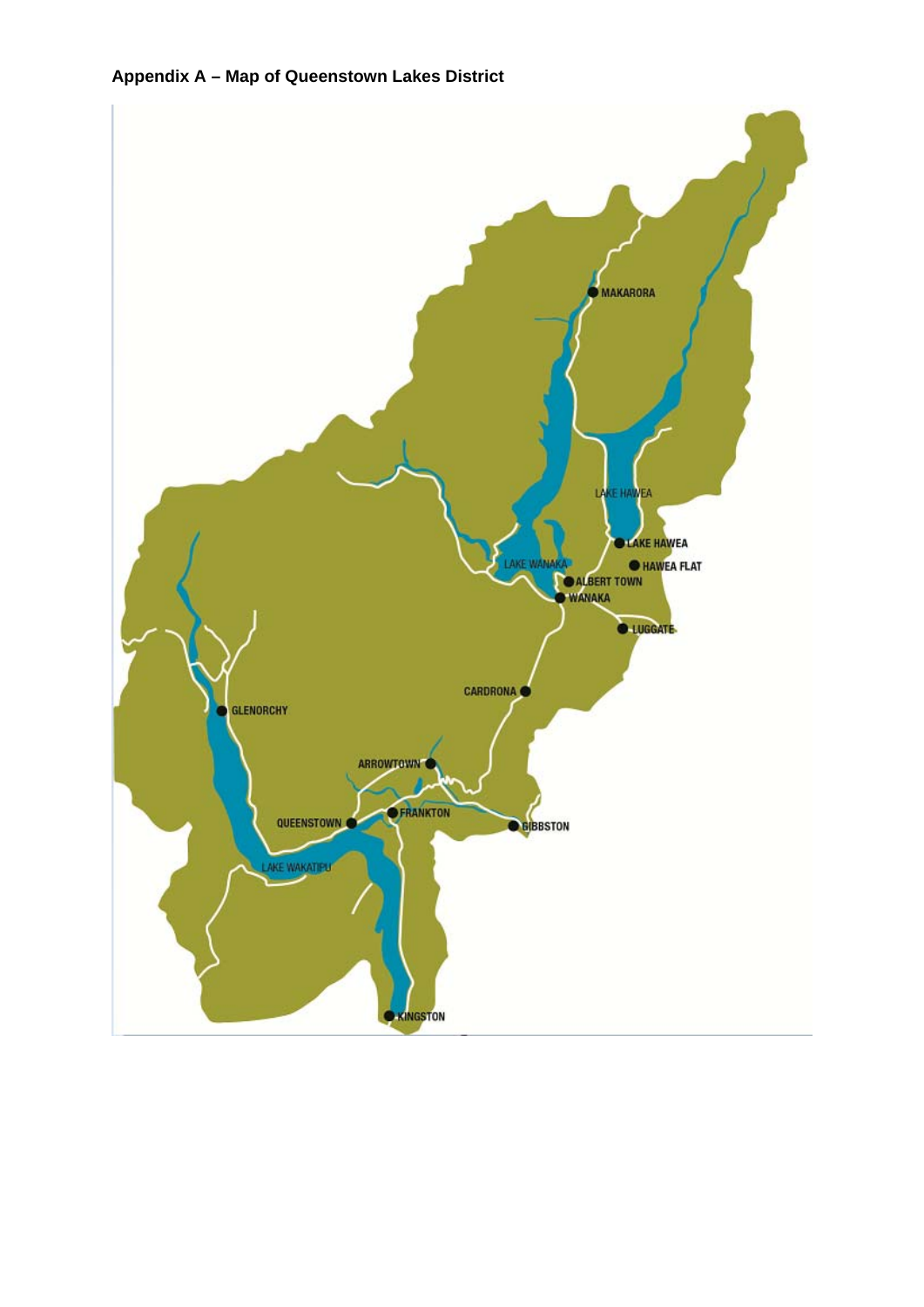**Appendix A – Map of Queenstown Lakes District**

MAKARORA
LAKE HAWEA
LAKE HAWEA
HAWEA FLAT
LAKE WANAKA
ALBERT TOWN
WANAKA
LUGGATE
CARDRONA
GLENORCHY
ARROWTOWN
FRANKTON
QUEENSTOWN
GIBBSTON
LAKE WAKATIPU
KINGSTON